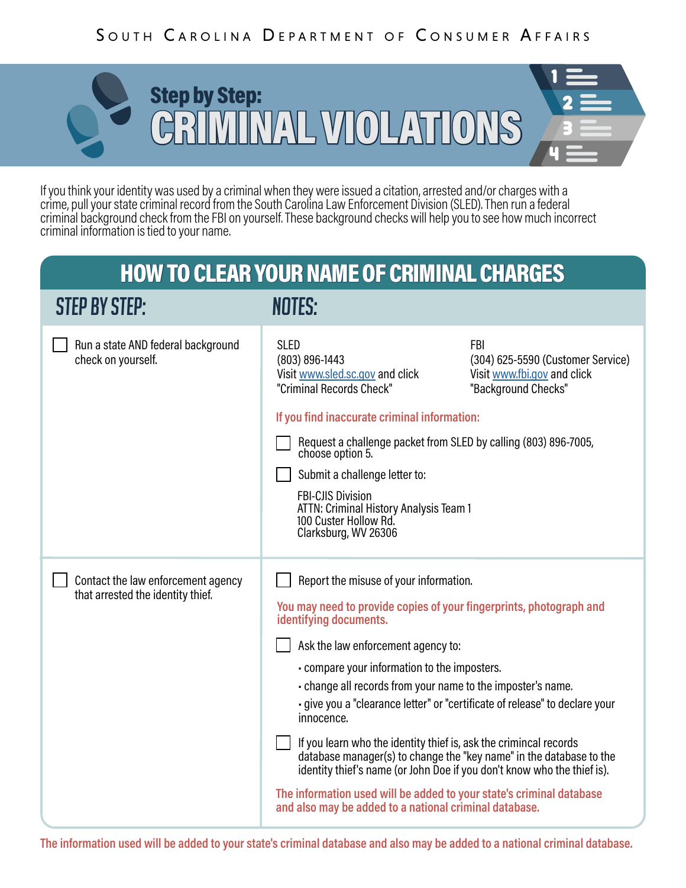SOUTH CAROLINA DEPARTMENT OF CONSUMER AFFAIRS

# Step by Step: CRIMINAL VIOLATIONS

If you think your identity was used by a criminal when they were issued a citation, arrested and/or charges with a crime, pull your state criminal record from the South Carolina Law Enforcement Division (SLED). Then run a federal criminal background check from the FBI on yourself. These background checks will help you to see how much incorrect criminal information is tied to your name.

## HOW TO CLEAR YOUR NAME OF CRIMINAL CHARGES

| STEP BY STEP: | NOTES: |
|---|---|
| ☐ Run a state AND federal background check on yourself. | SLED<br>(803) 896-1443<br>Visit www.sled.sc.gov and click "Criminal Records Check"<br><br>FBI<br>(304) 625-5590 (Customer Service)<br>Visit www.fbi.gov and click "Background Checks"<br><br>**If you find inaccurate criminal information:**<br><br>☐ Request a challenge packet from SLED by calling (803) 896-7005, choose option 5.<br><br>☐ Submit a challenge letter to:<br><br>FBI-CJIS Division<br>ATTN: Criminal History Analysis Team 1<br>100 Custer Hollow Rd.<br>Clarksburg, WV 26306 |
| ☐ Contact the law enforcement agency that arrested the identity thief. | ☐ Report the misuse of your information.<br><br>**You may need to provide copies of your fingerprints, photograph and identifying documents.**<br><br>☐ Ask the law enforcement agency to:<br>• compare your information to the imposters.<br>• change all records from your name to the imposter's name.<br>• give you a "clearance letter" or "certificate of release" to declare your innocence.<br><br>☐ If you learn who the identity thief is, ask the crimincal records database manager(s) to change the "key name" in the database to the identity thief's name (or John Doe if you don't know who the thief is).<br><br>**The information used will be added to your state's criminal database and also may be added to a national criminal database.** |

**The information used will be added to your state's criminal database and also may be added to a national criminal database.**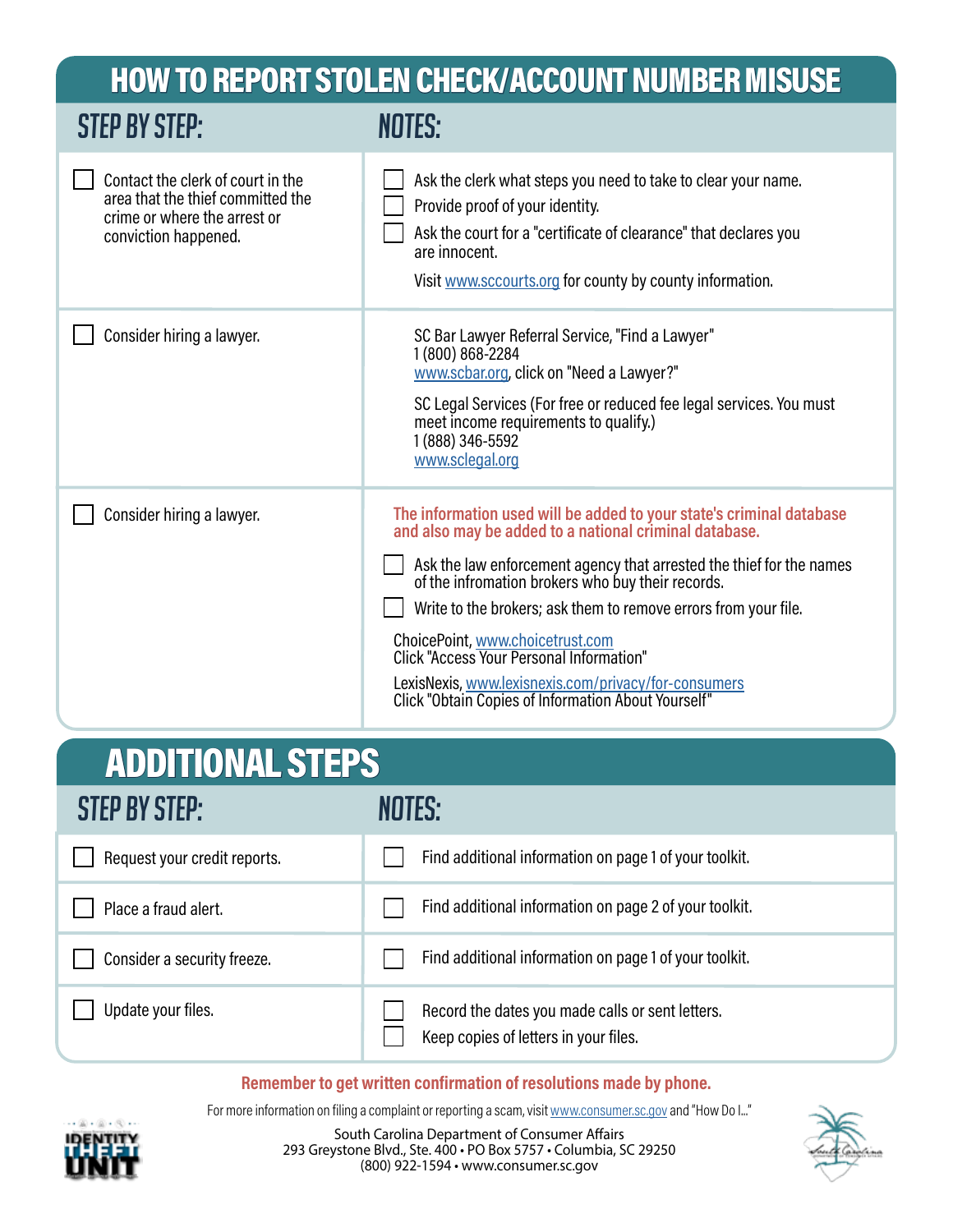# HOW TO REPORT STOLEN CHECK/ACCOUNT NUMBER MISUSE

| STEP BY STEP: | NOTES: |
|---|---|
| ☐ Contact the clerk of court in the area that the thief committed the crime or where the arrest or conviction happened. | ☐ Ask the clerk what steps you need to take to clear your name.<br>☐ Provide proof of your identity.<br>☐ Ask the court for a "certificate of clearance" that declares you are innocent.<br>Visit www.sccourts.org for county by county information. |
| ☐ Consider hiring a lawyer. | SC Bar Lawyer Referral Service, "Find a Lawyer"<br>1 (800) 868-2284<br>www.scbar.org, click on "Need a Lawyer?"<br>SC Legal Services (For free or reduced fee legal services. You must meet income requirements to qualify.)<br>1 (888) 346-5592<br>www.sclegal.org |
| ☐ Consider hiring a lawyer. | **The information used will be added to your state's criminal database and also may be added to a national criminal database.**<br>☐ Ask the law enforcement agency that arrested the thief for the names of the infromation brokers who buy their records.<br>☐ Write to the brokers; ask them to remove errors from your file.<br>ChoicePoint, www.choicetrust.com<br>Click "Access Your Personal Information"<br>LexisNexis, www.lexisnexis.com/privacy/for-consumers<br>Click "Obtain Copies of Information About Yourself" |

# ADDITIONAL STEPS

| STEP BY STEP: | NOTES: |
|---|---|
| ☐ Request your credit reports. | ☐ Find additional information on page 1 of your toolkit. |
| ☐ Place a fraud alert. | ☐ Find additional information on page 2 of your toolkit. |
| ☐ Consider a security freeze. | ☐ Find additional information on page 1 of your toolkit. |
| ☐ Update your files. | ☐ Record the dates you made calls or sent letters.<br>☐ Keep copies of letters in your files. |

**Remember to get written confirmation of resolutions made by phone.**

For more information on filing a complaint or reporting a scam, visit www.consumer.sc.gov and "How Do I..."

South Carolina Department of Consumer Affairs
293 Greystone Blvd., Ste. 400 • PO Box 5757 • Columbia, SC 29250
(800) 922-1594 • www.consumer.sc.gov